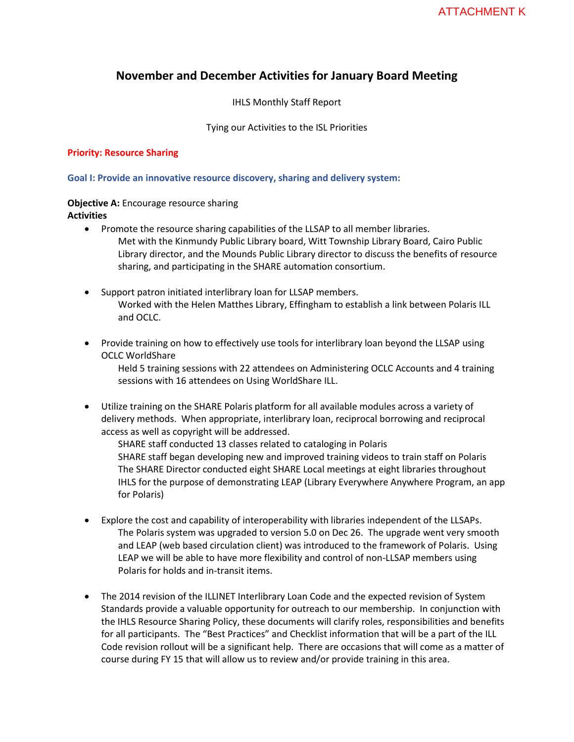ATTACHMENT K

# November and December Activities for January Board Meeting

IHLS Monthly Staff Report

Tying our Activities to the ISL Priorities

## Priority: Resource Sharing

### Goal I: Provide an innovative resource discovery, sharing and delivery system:

**Objective A:** Encourage resource sharing

**Activities**

- Promote the resource sharing capabilities of the LLSAP to all member libraries.
  Met with the Kinmundy Public Library board, Witt Township Library Board, Cairo Public Library director, and the Mounds Public Library director to discuss the benefits of resource sharing, and participating in the SHARE automation consortium.

- Support patron initiated interlibrary loan for LLSAP members.
  Worked with the Helen Matthes Library, Effingham to establish a link between Polaris ILL and OCLC.

- Provide training on how to effectively use tools for interlibrary loan beyond the LLSAP using OCLC WorldShare
  Held 5 training sessions with 22 attendees on Administering OCLC Accounts and 4 training sessions with 16 attendees on Using WorldShare ILL.

- Utilize training on the SHARE Polaris platform for all available modules across a variety of delivery methods. When appropriate, interlibrary loan, reciprocal borrowing and reciprocal access as well as copyright will be addressed.
  SHARE staff conducted 13 classes related to cataloging in Polaris
  SHARE staff began developing new and improved training videos to train staff on Polaris
  The SHARE Director conducted eight SHARE Local meetings at eight libraries throughout IHLS for the purpose of demonstrating LEAP (Library Everywhere Anywhere Program, an app for Polaris)

- Explore the cost and capability of interoperability with libraries independent of the LLSAPs.
  The Polaris system was upgraded to version 5.0 on Dec 26. The upgrade went very smooth and LEAP (web based circulation client) was introduced to the framework of Polaris. Using LEAP we will be able to have more flexibility and control of non-LLSAP members using Polaris for holds and in-transit items.

- The 2014 revision of the ILLINET Interlibrary Loan Code and the expected revision of System Standards provide a valuable opportunity for outreach to our membership. In conjunction with the IHLS Resource Sharing Policy, these documents will clarify roles, responsibilities and benefits for all participants. The "Best Practices" and Checklist information that will be a part of the ILL Code revision rollout will be a significant help. There are occasions that will come as a matter of course during FY 15 that will allow us to review and/or provide training in this area.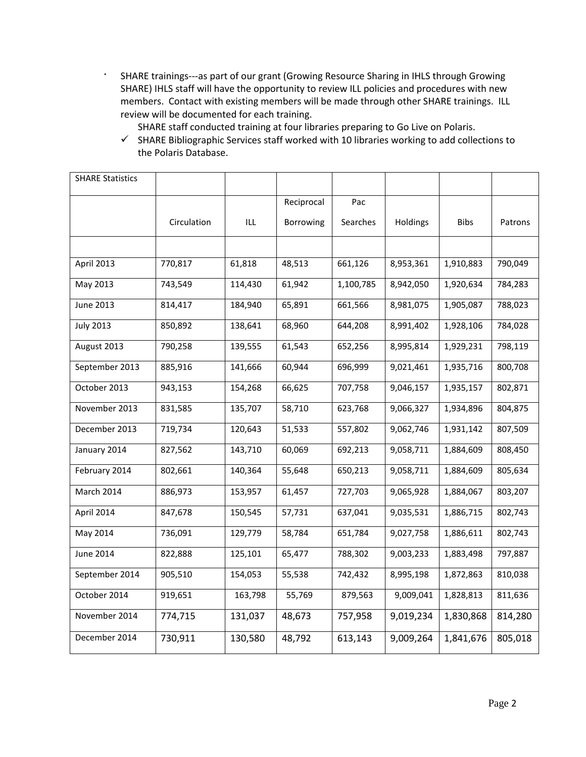- SHARE trainings---as part of our grant (Growing Resource Sharing in IHLS through Growing SHARE) IHLS staff will have the opportunity to review ILL policies and procedures with new members. Contact with existing members will be made through other SHARE trainings. ILL review will be documented for each training.

  SHARE staff conducted training at four libraries preparing to Go Live on Polaris.

  - ✓ SHARE Bibliographic Services staff worked with 10 libraries working to add collections to the Polaris Database.

| SHARE Statistics | | | | | | | |
|---|---|---|---|---|---|---|---|
| | Circulation | ILL | Reciprocal Borrowing | Pac Searches | Holdings | Bibs | Patrons |
| | | | | | | | |
| April 2013 | 770,817 | 61,818 | 48,513 | 661,126 | 8,953,361 | 1,910,883 | 790,049 |
| May 2013 | 743,549 | 114,430 | 61,942 | 1,100,785 | 8,942,050 | 1,920,634 | 784,283 |
| June 2013 | 814,417 | 184,940 | 65,891 | 661,566 | 8,981,075 | 1,905,087 | 788,023 |
| July 2013 | 850,892 | 138,641 | 68,960 | 644,208 | 8,991,402 | 1,928,106 | 784,028 |
| August 2013 | 790,258 | 139,555 | 61,543 | 652,256 | 8,995,814 | 1,929,231 | 798,119 |
| September 2013 | 885,916 | 141,666 | 60,944 | 696,999 | 9,021,461 | 1,935,716 | 800,708 |
| October 2013 | 943,153 | 154,268 | 66,625 | 707,758 | 9,046,157 | 1,935,157 | 802,871 |
| November 2013 | 831,585 | 135,707 | 58,710 | 623,768 | 9,066,327 | 1,934,896 | 804,875 |
| December 2013 | 719,734 | 120,643 | 51,533 | 557,802 | 9,062,746 | 1,931,142 | 807,509 |
| January 2014 | 827,562 | 143,710 | 60,069 | 692,213 | 9,058,711 | 1,884,609 | 808,450 |
| February 2014 | 802,661 | 140,364 | 55,648 | 650,213 | 9,058,711 | 1,884,609 | 805,634 |
| March 2014 | 886,973 | 153,957 | 61,457 | 727,703 | 9,065,928 | 1,884,067 | 803,207 |
| April 2014 | 847,678 | 150,545 | 57,731 | 637,041 | 9,035,531 | 1,886,715 | 802,743 |
| May 2014 | 736,091 | 129,779 | 58,784 | 651,784 | 9,027,758 | 1,886,611 | 802,743 |
| June 2014 | 822,888 | 125,101 | 65,477 | 788,302 | 9,003,233 | 1,883,498 | 797,887 |
| September 2014 | 905,510 | 154,053 | 55,538 | 742,432 | 8,995,198 | 1,872,863 | 810,038 |
| October 2014 | 919,651 | 163,798 | 55,769 | 879,563 | 9,009,041 | 1,828,813 | 811,636 |
| November 2014 | 774,715 | 131,037 | 48,673 | 757,958 | 9,019,234 | 1,830,868 | 814,280 |
| December 2014 | 730,911 | 130,580 | 48,792 | 613,143 | 9,009,264 | 1,841,676 | 805,018 |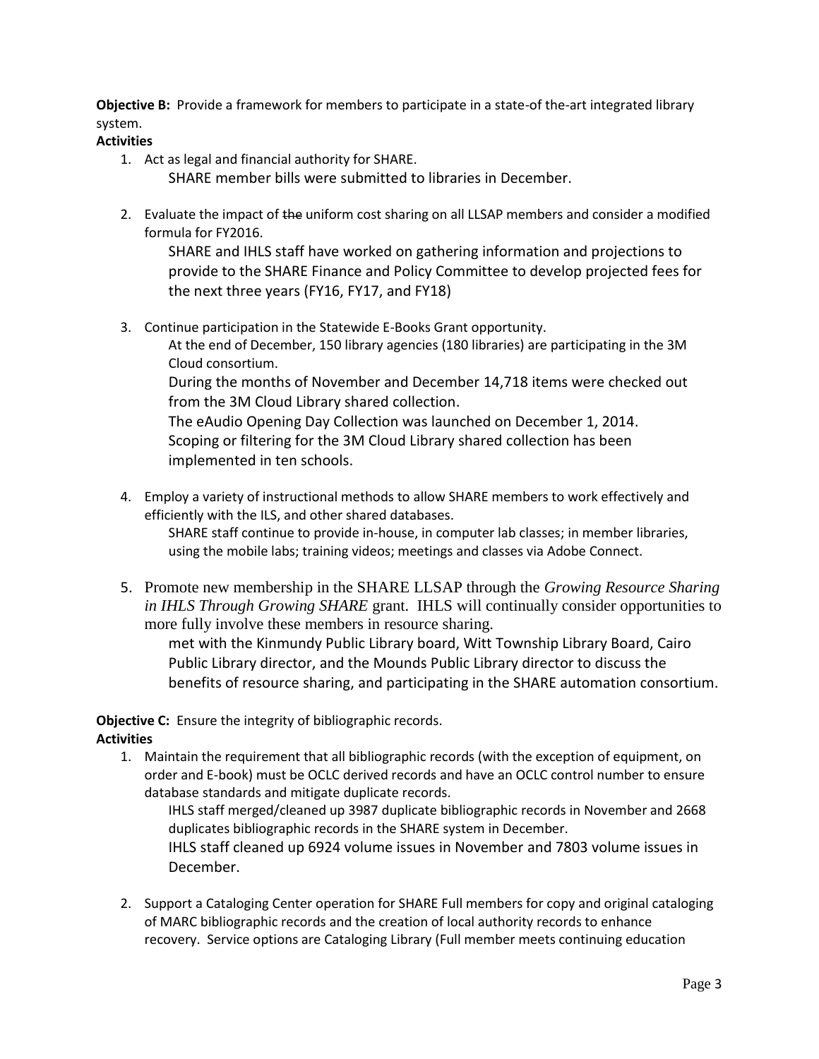**Objective B:** Provide a framework for members to participate in a state-of the-art integrated library system.

**Activities**

1. Act as legal and financial authority for SHARE.

   SHARE member bills were submitted to libraries in December.

2. Evaluate the impact of ~~the~~ uniform cost sharing on all LLSAP members and consider a modified formula for FY2016.

   SHARE and IHLS staff have worked on gathering information and projections to provide to the SHARE Finance and Policy Committee to develop projected fees for the next three years (FY16, FY17, and FY18)

3. Continue participation in the Statewide E-Books Grant opportunity.

   At the end of December, 150 library agencies (180 libraries) are participating in the 3M Cloud consortium.

   During the months of November and December 14,718 items were checked out from the 3M Cloud Library shared collection.

   The eAudio Opening Day Collection was launched on December 1, 2014.

   Scoping or filtering for the 3M Cloud Library shared collection has been implemented in ten schools.

4. Employ a variety of instructional methods to allow SHARE members to work effectively and efficiently with the ILS, and other shared databases.

   SHARE staff continue to provide in-house, in computer lab classes; in member libraries, using the mobile labs; training videos; meetings and classes via Adobe Connect.

5. Promote new membership in the SHARE LLSAP through the *Growing Resource Sharing in IHLS Through Growing SHARE* grant. IHLS will continually consider opportunities to more fully involve these members in resource sharing.

   met with the Kinmundy Public Library board, Witt Township Library Board, Cairo Public Library director, and the Mounds Public Library director to discuss the benefits of resource sharing, and participating in the SHARE automation consortium.

**Objective C:** Ensure the integrity of bibliographic records.

**Activities**

1. Maintain the requirement that all bibliographic records (with the exception of equipment, on order and E-book) must be OCLC derived records and have an OCLC control number to ensure database standards and mitigate duplicate records.

   IHLS staff merged/cleaned up 3987 duplicate bibliographic records in November and 2668 duplicates bibliographic records in the SHARE system in December.

   IHLS staff cleaned up 6924 volume issues in November and 7803 volume issues in December.

2. Support a Cataloging Center operation for SHARE Full members for copy and original cataloging of MARC bibliographic records and the creation of local authority records to enhance recovery. Service options are Cataloging Library (Full member meets continuing education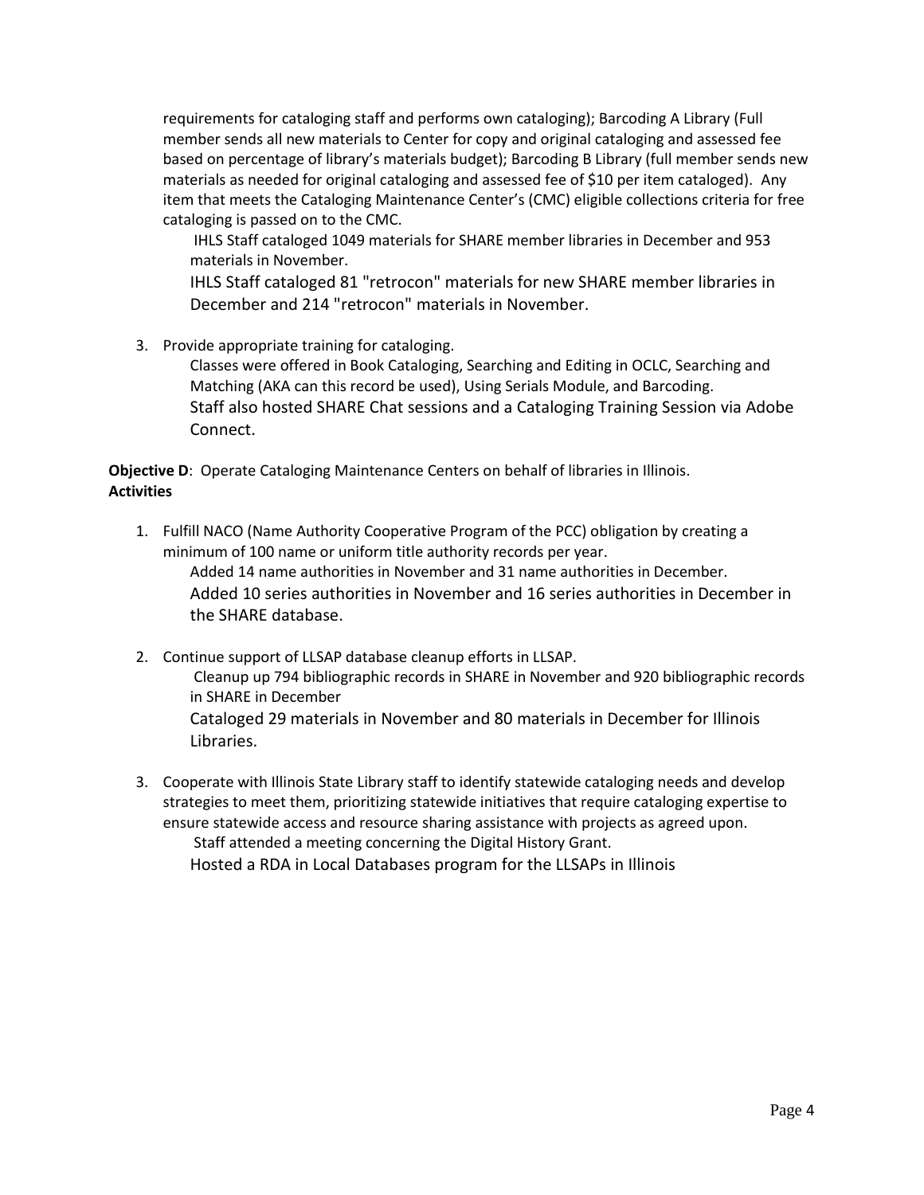requirements for cataloging staff and performs own cataloging); Barcoding A Library (Full member sends all new materials to Center for copy and original cataloging and assessed fee based on percentage of library's materials budget); Barcoding B Library (full member sends new materials as needed for original cataloging and assessed fee of $10 per item cataloged). Any item that meets the Cataloging Maintenance Center's (CMC) eligible collections criteria for free cataloging is passed on to the CMC.

IHLS Staff cataloged 1049 materials for SHARE member libraries in December and 953 materials in November.

IHLS Staff cataloged 81 "retrocon" materials for new SHARE member libraries in December and 214 "retrocon" materials in November.

3. Provide appropriate training for cataloging.

   Classes were offered in Book Cataloging, Searching and Editing in OCLC, Searching and Matching (AKA can this record be used), Using Serials Module, and Barcoding.

   Staff also hosted SHARE Chat sessions and a Cataloging Training Session via Adobe Connect.

**Objective D**: Operate Cataloging Maintenance Centers on behalf of libraries in Illinois.

**Activities**

1. Fulfill NACO (Name Authority Cooperative Program of the PCC) obligation by creating a minimum of 100 name or uniform title authority records per year.

   Added 14 name authorities in November and 31 name authorities in December.

   Added 10 series authorities in November and 16 series authorities in December in the SHARE database.

2. Continue support of LLSAP database cleanup efforts in LLSAP.

   Cleanup up 794 bibliographic records in SHARE in November and 920 bibliographic records in SHARE in December

   Cataloged 29 materials in November and 80 materials in December for Illinois Libraries.

3. Cooperate with Illinois State Library staff to identify statewide cataloging needs and develop strategies to meet them, prioritizing statewide initiatives that require cataloging expertise to ensure statewide access and resource sharing assistance with projects as agreed upon.

   Staff attended a meeting concerning the Digital History Grant.

   Hosted a RDA in Local Databases program for the LLSAPs in Illinois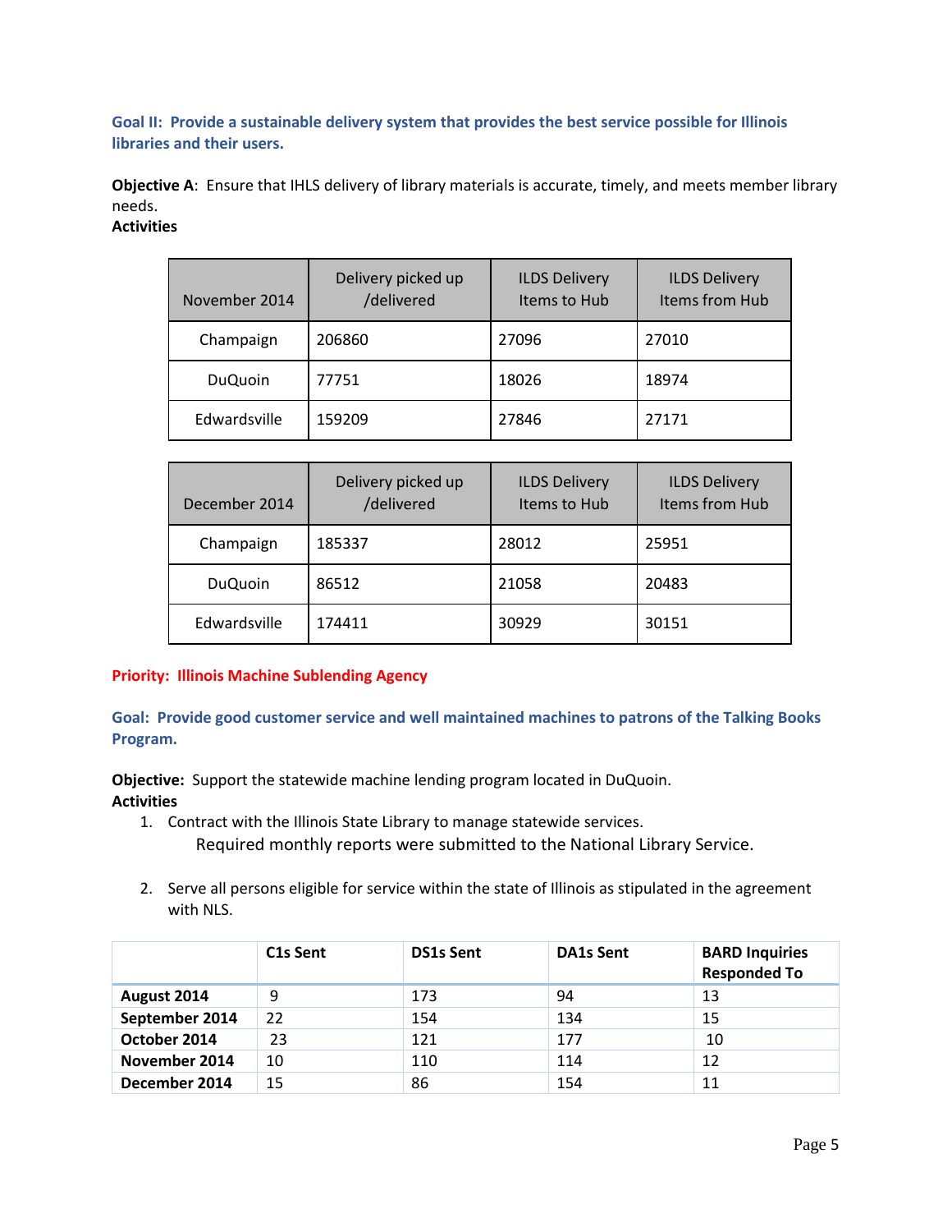**Goal II: Provide a sustainable delivery system that provides the best service possible for Illinois libraries and their users.**

**Objective A**: Ensure that IHLS delivery of library materials is accurate, timely, and meets member library needs.

**Activities**

| November 2014 | Delivery picked up /delivered | ILDS Delivery Items to Hub | ILDS Delivery Items from Hub |
|---|---|---|---|
| Champaign | 206860 | 27096 | 27010 |
| DuQuoin | 77751 | 18026 | 18974 |
| Edwardsville | 159209 | 27846 | 27171 |

| December 2014 | Delivery picked up /delivered | ILDS Delivery Items to Hub | ILDS Delivery Items from Hub |
|---|---|---|---|
| Champaign | 185337 | 28012 | 25951 |
| DuQuoin | 86512 | 21058 | 20483 |
| Edwardsville | 174411 | 30929 | 30151 |

**Priority: Illinois Machine Sublending Agency**

**Goal: Provide good customer service and well maintained machines to patrons of the Talking Books Program.**

**Objective:** Support the statewide machine lending program located in DuQuoin.

**Activities**

1. Contract with the Illinois State Library to manage statewide services.
   Required monthly reports were submitted to the National Library Service.

2. Serve all persons eligible for service within the state of Illinois as stipulated in the agreement with NLS.

| | C1s Sent | DS1s Sent | DA1s Sent | BARD Inquiries Responded To |
|---|---|---|---|---|
| **August 2014** | 9 | 173 | 94 | 13 |
| **September 2014** | 22 | 154 | 134 | 15 |
| **October 2014** | 23 | 121 | 177 | 10 |
| **November 2014** | 10 | 110 | 114 | 12 |
| **December 2014** | 15 | 86 | 154 | 11 |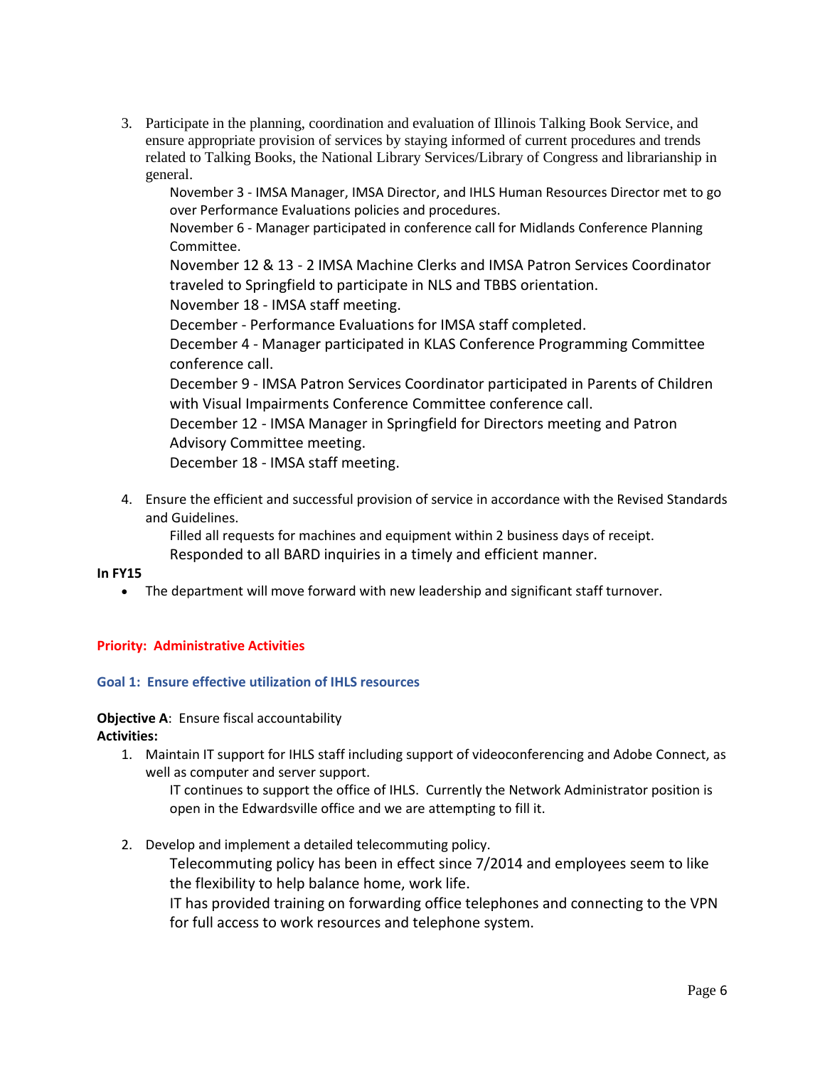3. Participate in the planning, coordination and evaluation of Illinois Talking Book Service, and ensure appropriate provision of services by staying informed of current procedures and trends related to Talking Books, the National Library Services/Library of Congress and librarianship in general.

   November 3 - IMSA Manager, IMSA Director, and IHLS Human Resources Director met to go over Performance Evaluations policies and procedures.
   November 6 - Manager participated in conference call for Midlands Conference Planning Committee.
   November 12 & 13 - 2 IMSA Machine Clerks and IMSA Patron Services Coordinator traveled to Springfield to participate in NLS and TBBS orientation.
   November 18 - IMSA staff meeting.
   December - Performance Evaluations for IMSA staff completed.
   December 4 - Manager participated in KLAS Conference Programming Committee conference call.
   December 9 - IMSA Patron Services Coordinator participated in Parents of Children with Visual Impairments Conference Committee conference call.
   December 12 - IMSA Manager in Springfield for Directors meeting and Patron Advisory Committee meeting.
   December 18 - IMSA staff meeting.

4. Ensure the efficient and successful provision of service in accordance with the Revised Standards and Guidelines.

   Filled all requests for machines and equipment within 2 business days of receipt.
   Responded to all BARD inquiries in a timely and efficient manner.

**In FY15**

- The department will move forward with new leadership and significant staff turnover.

## Priority: Administrative Activities

### Goal 1: Ensure effective utilization of IHLS resources

**Objective A**: Ensure fiscal accountability
**Activities:**

1. Maintain IT support for IHLS staff including support of videoconferencing and Adobe Connect, as well as computer and server support.

   IT continues to support the office of IHLS. Currently the Network Administrator position is open in the Edwardsville office and we are attempting to fill it.

2. Develop and implement a detailed telecommuting policy.

   Telecommuting policy has been in effect since 7/2014 and employees seem to like the flexibility to help balance home, work life.
   IT has provided training on forwarding office telephones and connecting to the VPN for full access to work resources and telephone system.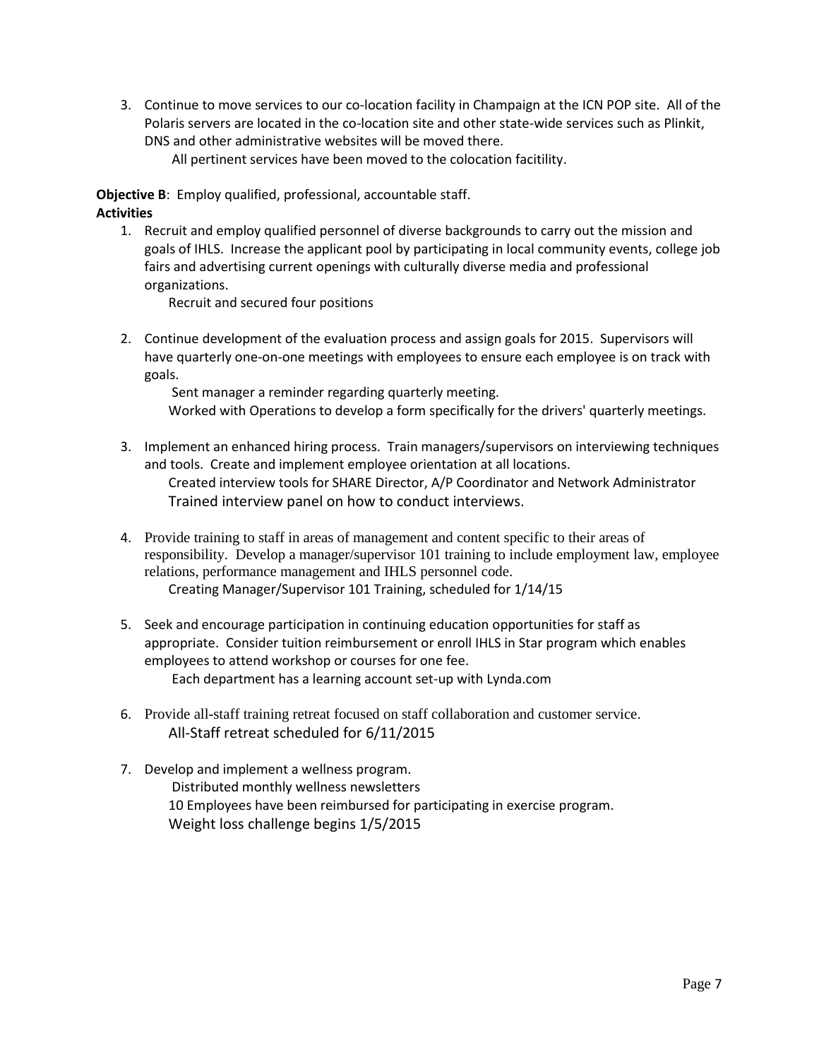3. Continue to move services to our co-location facility in Champaign at the ICN POP site. All of the Polaris servers are located in the co-location site and other state-wide services such as Plinkit, DNS and other administrative websites will be moved there.

   All pertinent services have been moved to the colocation facitility.

**Objective B**: Employ qualified, professional, accountable staff.

**Activities**

1. Recruit and employ qualified personnel of diverse backgrounds to carry out the mission and goals of IHLS. Increase the applicant pool by participating in local community events, college job fairs and advertising current openings with culturally diverse media and professional organizations.

   Recruit and secured four positions

2. Continue development of the evaluation process and assign goals for 2015. Supervisors will have quarterly one-on-one meetings with employees to ensure each employee is on track with goals.

   Sent manager a reminder regarding quarterly meeting.
   Worked with Operations to develop a form specifically for the drivers' quarterly meetings.

3. Implement an enhanced hiring process. Train managers/supervisors on interviewing techniques and tools. Create and implement employee orientation at all locations.

   Created interview tools for SHARE Director, A/P Coordinator and Network Administrator
   Trained interview panel on how to conduct interviews.

4. Provide training to staff in areas of management and content specific to their areas of responsibility. Develop a manager/supervisor 101 training to include employment law, employee relations, performance management and IHLS personnel code.

   Creating Manager/Supervisor 101 Training, scheduled for 1/14/15

5. Seek and encourage participation in continuing education opportunities for staff as appropriate. Consider tuition reimbursement or enroll IHLS in Star program which enables employees to attend workshop or courses for one fee.

   Each department has a learning account set-up with Lynda.com

6. Provide all-staff training retreat focused on staff collaboration and customer service.

   All-Staff retreat scheduled for 6/11/2015

7. Develop and implement a wellness program.

   Distributed monthly wellness newsletters
   10 Employees have been reimbursed for participating in exercise program.
   Weight loss challenge begins 1/5/2015